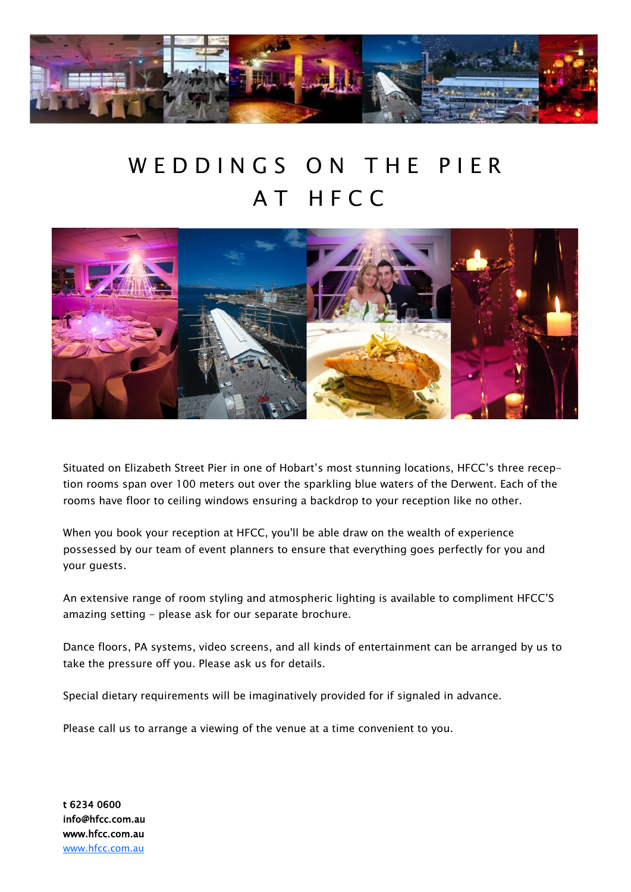# WEDDINGS ON THE PIER AT HFCC

Situated on Elizabeth Street Pier in one of Hobart's most stunning locations, HFCC's three reception rooms span over 100 meters out over the sparkling blue waters of the Derwent. Each of the rooms have floor to ceiling windows ensuring a backdrop to your reception like no other.

When you book your reception at HFCC, you'll be able draw on the wealth of experience possessed by our team of event planners to ensure that everything goes perfectly for you and your guests.

An extensive range of room styling and atmospheric lighting is available to compliment HFCC'S amazing setting - please ask for our separate brochure.

Dance floors, PA systems, video screens, and all kinds of entertainment can be arranged by us to take the pressure off you. Please ask us for details.

Special dietary requirements will be imaginatively provided for if signaled in advance.

Please call us to arrange a viewing of the venue at a time convenient to you.

**t 6234 0600**
**info@hfcc.com.au**
**www.hfcc.com.au**
[www.hfcc.com.au](http://www.hfcc.com.au)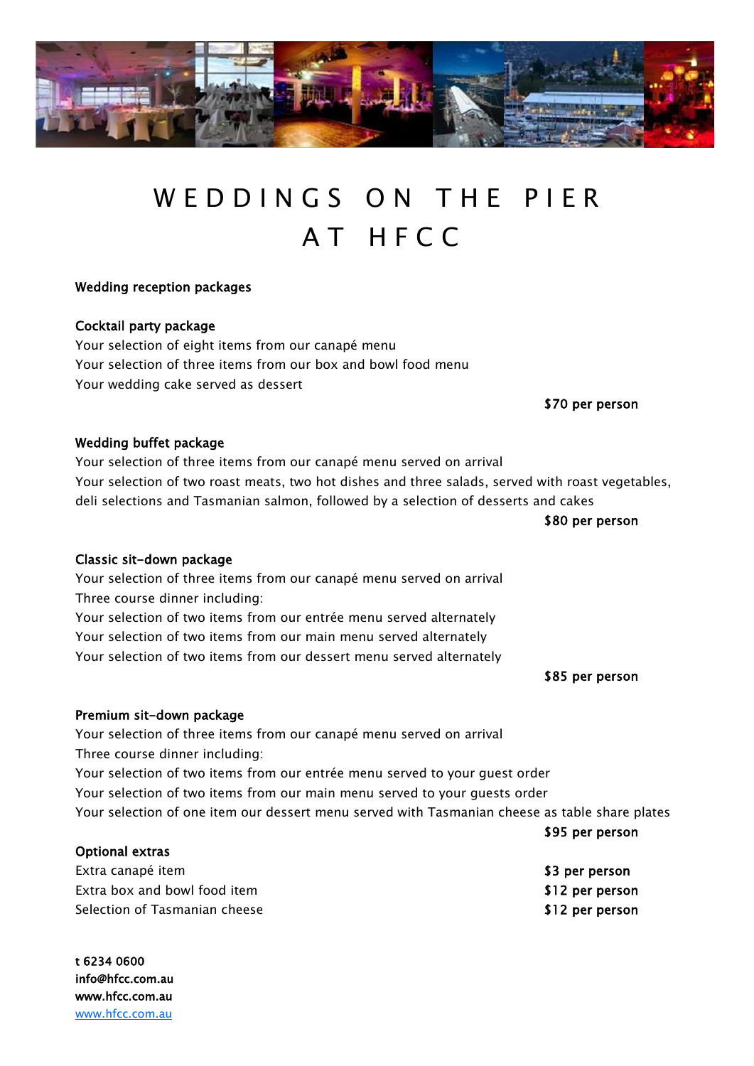# WEDDINGS ON THE PIER AT HFCC

**Wedding reception packages**

**Cocktail party package**

Your selection of eight items from our canapé menu
Your selection of three items from our box and bowl food menu
Your wedding cake served as dessert

**$70 per person**

**Wedding buffet package**

Your selection of three items from our canapé menu served on arrival
Your selection of two roast meats, two hot dishes and three salads, served with roast vegetables, deli selections and Tasmanian salmon, followed by a selection of desserts and cakes

**$80 per person**

**Classic sit-down package**

Your selection of three items from our canapé menu served on arrival
Three course dinner including:
Your selection of two items from our entrée menu served alternately
Your selection of two items from our main menu served alternately
Your selection of two items from our dessert menu served alternately

**$85 per person**

**Premium sit-down package**

Your selection of three items from our canapé menu served on arrival
Three course dinner including:
Your selection of two items from our entrée menu served to your guest order
Your selection of two items from our main menu served to your guests order
Your selection of one item our dessert menu served with Tasmanian cheese as table share plates

**$95 per person**

**Optional extras**

| | |
|---|---|
| Extra canapé item | **$3 per person** |
| Extra box and bowl food item | **$12 per person** |
| Selection of Tasmanian cheese | **$12 per person** |

**t 6234 0600**
**info@hfcc.com.au**
**www.hfcc.com.au**
[www.hfcc.com.au](www.hfcc.com.au)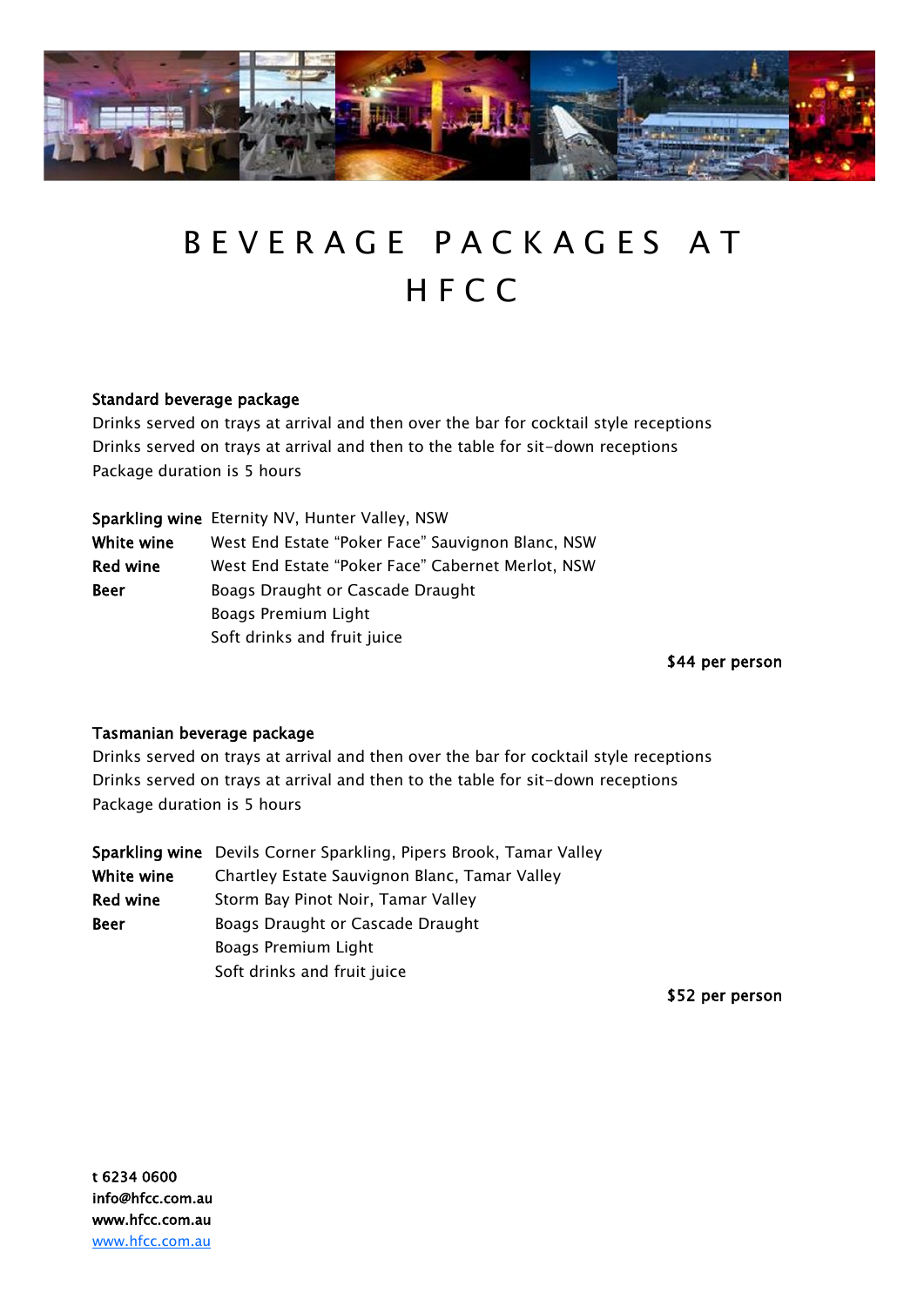# BEVERAGE PACKAGES AT HFCC

**Standard beverage package**

Drinks served on trays at arrival and then over the bar for cocktail style receptions
Drinks served on trays at arrival and then to the table for sit-down receptions
Package duration is 5 hours

| | |
|---|---|
| **Sparkling wine** | Eternity NV, Hunter Valley, NSW |
| **White wine** | West End Estate "Poker Face" Sauvignon Blanc, NSW |
| **Red wine** | West End Estate "Poker Face" Cabernet Merlot, NSW |
| **Beer** | Boags Draught or Cascade Draught |
| | Boags Premium Light |
| | Soft drinks and fruit juice |

**$44 per person**

**Tasmanian beverage package**

Drinks served on trays at arrival and then over the bar for cocktail style receptions
Drinks served on trays at arrival and then to the table for sit-down receptions
Package duration is 5 hours

| | |
|---|---|
| **Sparkling wine** | Devils Corner Sparkling, Pipers Brook, Tamar Valley |
| **White wine** | Chartley Estate Sauvignon Blanc, Tamar Valley |
| **Red wine** | Storm Bay Pinot Noir, Tamar Valley |
| **Beer** | Boags Draught or Cascade Draught |
| | Boags Premium Light |
| | Soft drinks and fruit juice |

**$52 per person**

**t 6234 0600**
**info@hfcc.com.au**
**www.hfcc.com.au**
www.hfcc.com.au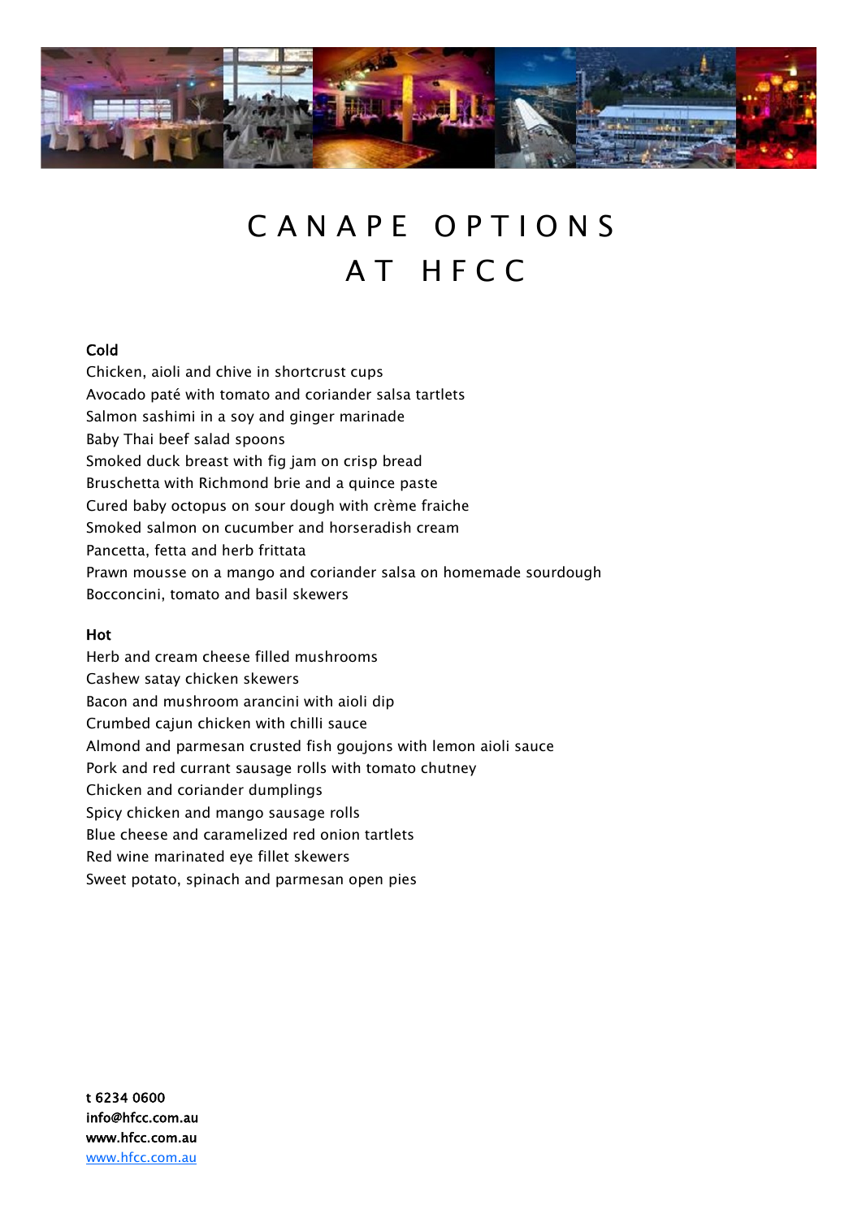# CANAPE OPTIONS AT HFCC

**Cold**

Chicken, aioli and chive in shortcrust cups
Avocado paté with tomato and coriander salsa tartlets
Salmon sashimi in a soy and ginger marinade
Baby Thai beef salad spoons
Smoked duck breast with fig jam on crisp bread
Bruschetta with Richmond brie and a quince paste
Cured baby octopus on sour dough with crème fraiche
Smoked salmon on cucumber and horseradish cream
Pancetta, fetta and herb frittata
Prawn mousse on a mango and coriander salsa on homemade sourdough
Bocconcini, tomato and basil skewers

**Hot**

Herb and cream cheese filled mushrooms
Cashew satay chicken skewers
Bacon and mushroom arancini with aioli dip
Crumbed cajun chicken with chilli sauce
Almond and parmesan crusted fish goujons with lemon aioli sauce
Pork and red currant sausage rolls with tomato chutney
Chicken and coriander dumplings
Spicy chicken and mango sausage rolls
Blue cheese and caramelized red onion tartlets
Red wine marinated eye fillet skewers
Sweet potato, spinach and parmesan open pies

**t 6234 0600**
**info@hfcc.com.au**
**www.hfcc.com.au**
www.hfcc.com.au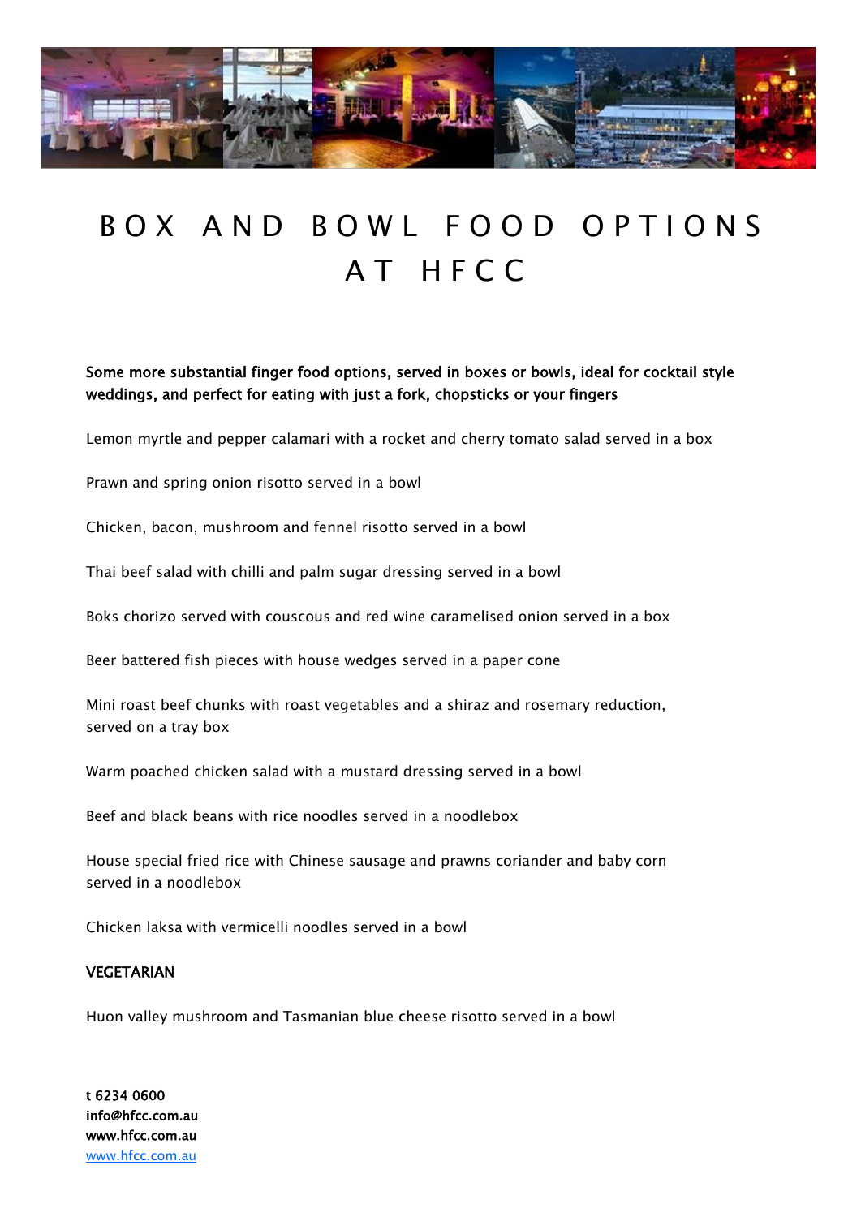# BOX AND BOWL FOOD OPTIONS AT HFCC

**Some more substantial finger food options, served in boxes or bowls, ideal for cocktail style weddings, and perfect for eating with just a fork, chopsticks or your fingers**

Lemon myrtle and pepper calamari with a rocket and cherry tomato salad served in a box

Prawn and spring onion risotto served in a bowl

Chicken, bacon, mushroom and fennel risotto served in a bowl

Thai beef salad with chilli and palm sugar dressing served in a bowl

Boks chorizo served with couscous and red wine caramelised onion served in a box

Beer battered fish pieces with house wedges served in a paper cone

Mini roast beef chunks with roast vegetables and a shiraz and rosemary reduction, served on a tray box

Warm poached chicken salad with a mustard dressing served in a bowl

Beef and black beans with rice noodles served in a noodlebox

House special fried rice with Chinese sausage and prawns coriander and baby corn served in a noodlebox

Chicken laksa with vermicelli noodles served in a bowl

**VEGETARIAN**

Huon valley mushroom and Tasmanian blue cheese risotto served in a bowl

**t 6234 0600**
**info@hfcc.com.au**
**www.hfcc.com.au**
[www.hfcc.com.au](http://www.hfcc.com.au)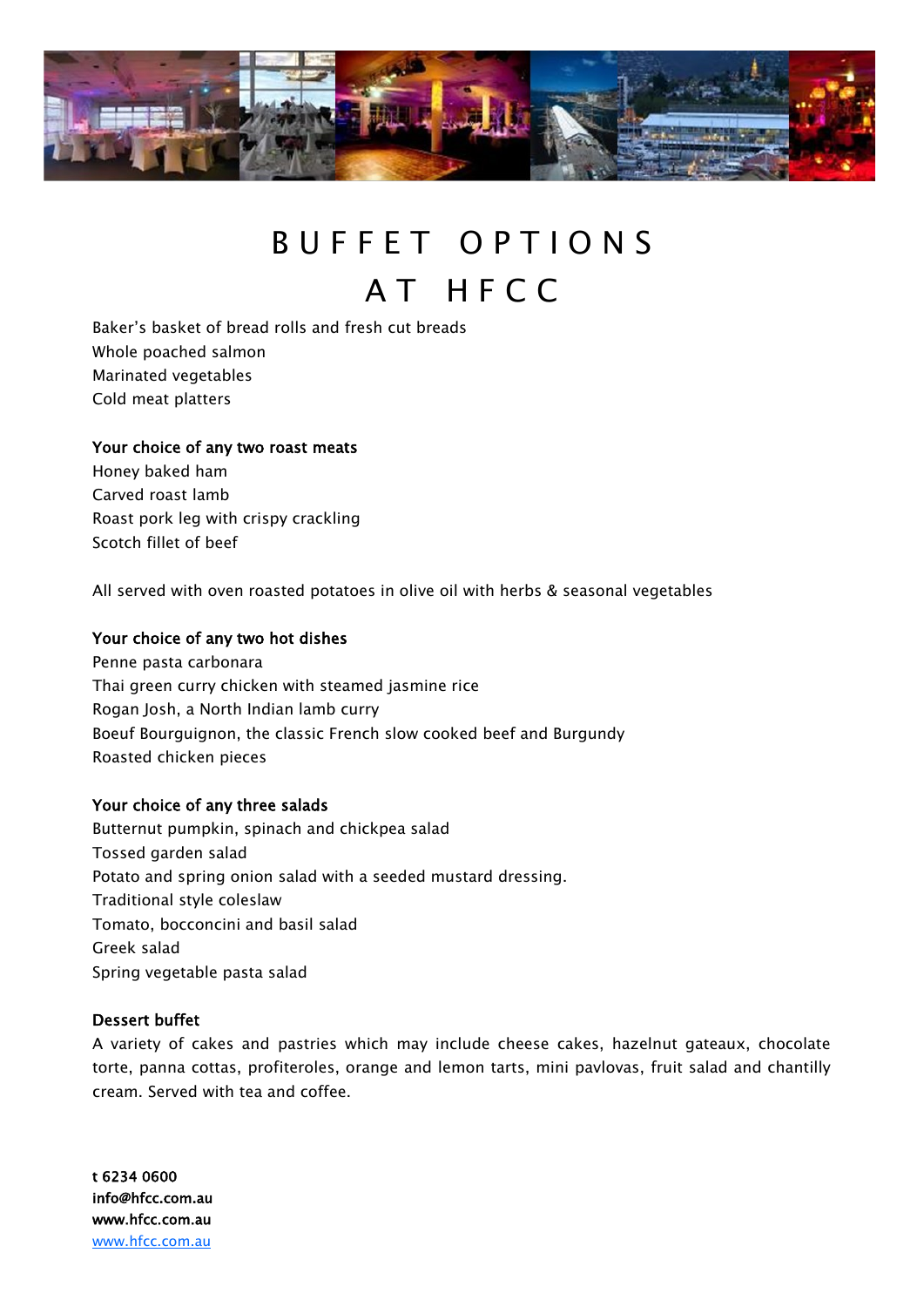# BUFFET OPTIONS AT HFCC

Baker's basket of bread rolls and fresh cut breads
Whole poached salmon
Marinated vegetables
Cold meat platters

**Your choice of any two roast meats**
Honey baked ham
Carved roast lamb
Roast pork leg with crispy crackling
Scotch fillet of beef

All served with oven roasted potatoes in olive oil with herbs & seasonal vegetables

**Your choice of any two hot dishes**
Penne pasta carbonara
Thai green curry chicken with steamed jasmine rice
Rogan Josh, a North Indian lamb curry
Boeuf Bourguignon, the classic French slow cooked beef and Burgundy
Roasted chicken pieces

**Your choice of any three salads**
Butternut pumpkin, spinach and chickpea salad
Tossed garden salad
Potato and spring onion salad with a seeded mustard dressing.
Traditional style coleslaw
Tomato, bocconcini and basil salad
Greek salad
Spring vegetable pasta salad

**Dessert buffet**
A variety of cakes and pastries which may include cheese cakes, hazelnut gateaux, chocolate torte, panna cottas, profiteroles, orange and lemon tarts, mini pavlovas, fruit salad and chantilly cream. Served with tea and coffee.

**t 6234 0600**
**info@hfcc.com.au**
**www.hfcc.com.au**
www.hfcc.com.au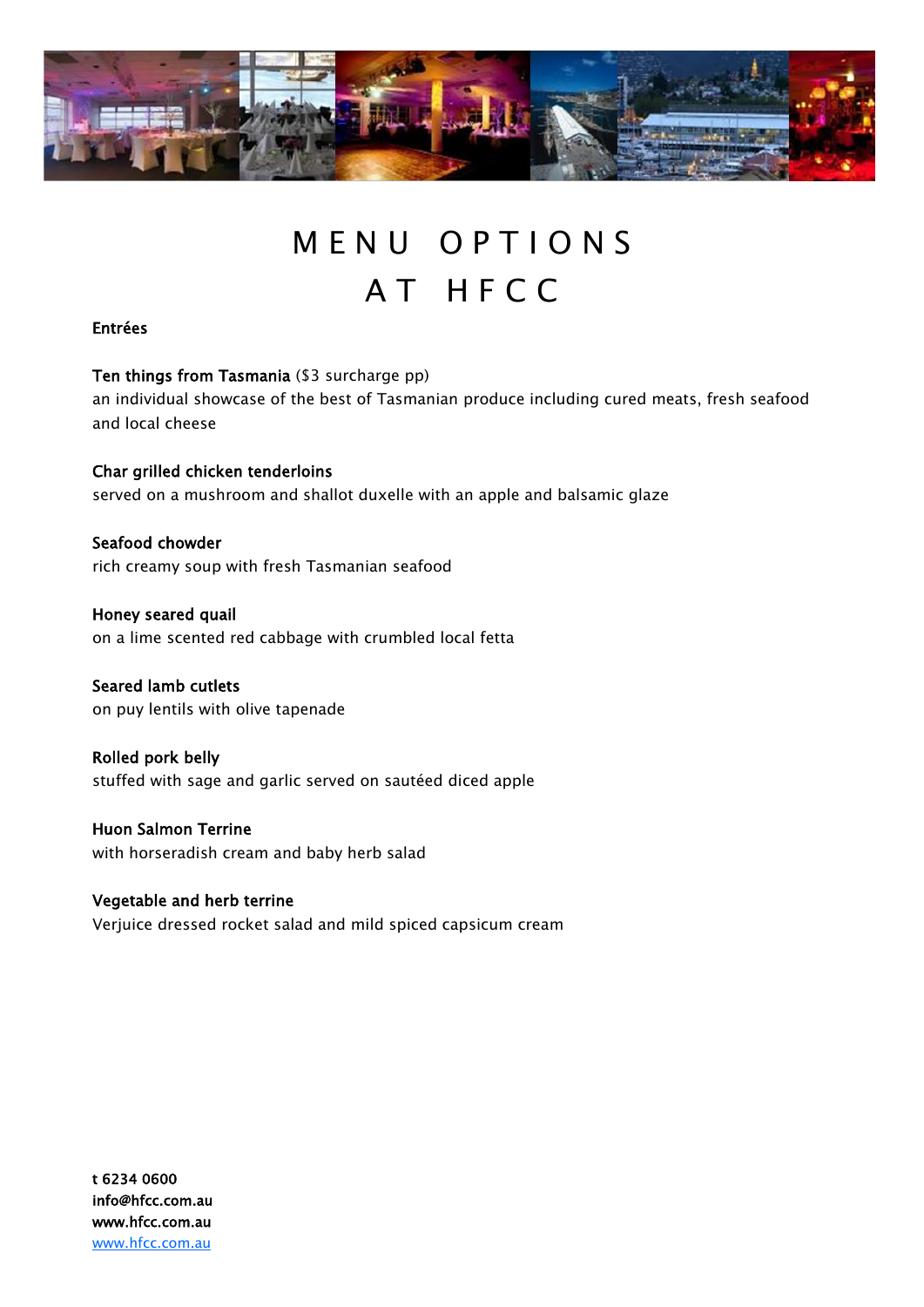# MENU OPTIONS AT HFCC

## Entrées

**Ten things from Tasmania** ($3 surcharge pp)
an individual showcase of the best of Tasmanian produce including cured meats, fresh seafood and local cheese

**Char grilled chicken tenderloins**
served on a mushroom and shallot duxelle with an apple and balsamic glaze

**Seafood chowder**
rich creamy soup with fresh Tasmanian seafood

**Honey seared quail**
on a lime scented red cabbage with crumbled local fetta

**Seared lamb cutlets**
on puy lentils with olive tapenade

**Rolled pork belly**
stuffed with sage and garlic served on sautéed diced apple

**Huon Salmon Terrine**
with horseradish cream and baby herb salad

**Vegetable and herb terrine**
Verjuice dressed rocket salad and mild spiced capsicum cream

**t 6234 0600**
**info@hfcc.com.au**
**www.hfcc.com.au**
www.hfcc.com.au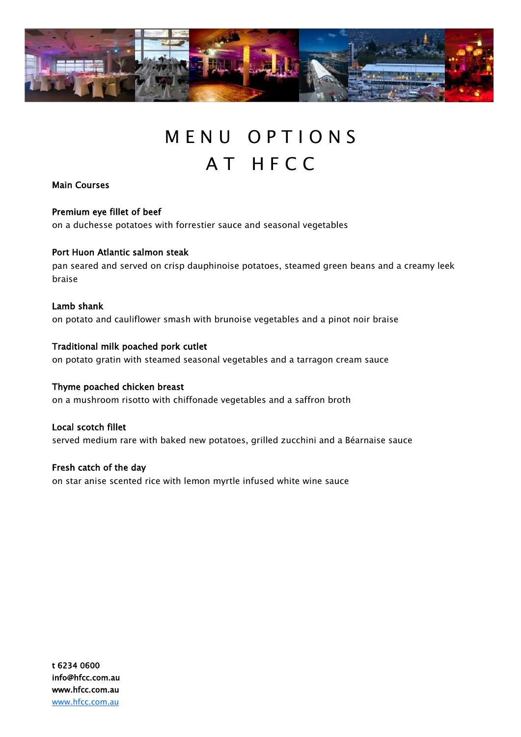# MENU OPTIONS AT HFCC

## Main Courses

**Premium eye fillet of beef**
on a duchesse potatoes with forrestier sauce and seasonal vegetables

**Port Huon Atlantic salmon steak**
pan seared and served on crisp dauphinoise potatoes, steamed green beans and a creamy leek braise

**Lamb shank**
on potato and cauliflower smash with brunoise vegetables and a pinot noir braise

**Traditional milk poached pork cutlet**
on potato gratin with steamed seasonal vegetables and a tarragon cream sauce

**Thyme poached chicken breast**
on a mushroom risotto with chiffonade vegetables and a saffron broth

**Local scotch fillet**
served medium rare with baked new potatoes, grilled zucchini and a Béarnaise sauce

**Fresh catch of the day**
on star anise scented rice with lemon myrtle infused white wine sauce

**t 6234 0600**
**info@hfcc.com.au**
**www.hfcc.com.au**
[www.hfcc.com.au](www.hfcc.com.au)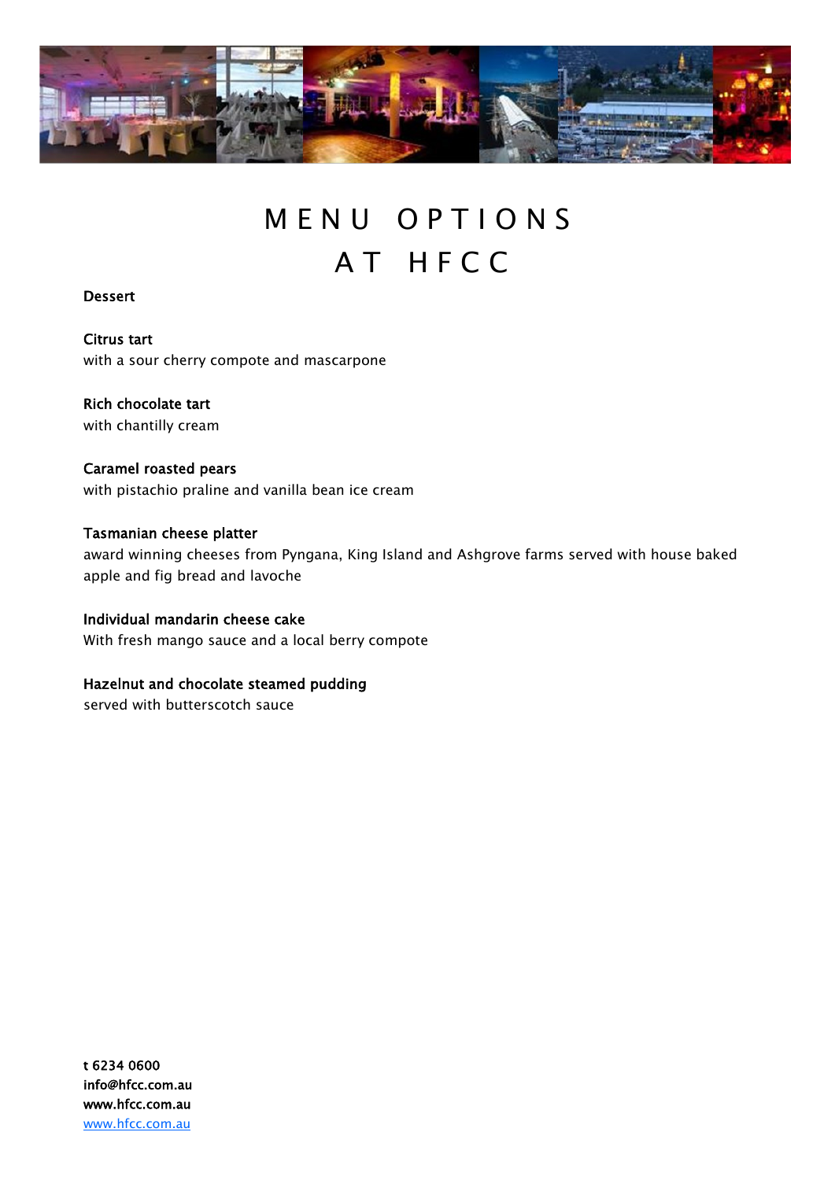# MENU OPTIONS AT HFCC

## Dessert

**Citrus tart**
with a sour cherry compote and mascarpone

**Rich chocolate tart**
with chantilly cream

**Caramel roasted pears**
with pistachio praline and vanilla bean ice cream

**Tasmanian cheese platter**
award winning cheeses from Pyngana, King Island and Ashgrove farms served with house baked apple and fig bread and lavoche

**Individual mandarin cheese cake**
With fresh mango sauce and a local berry compote

**Hazelnut and chocolate steamed pudding**
served with butterscotch sauce

**t 6234 0600**
**info@hfcc.com.au**
**www.hfcc.com.au**
www.hfcc.com.au